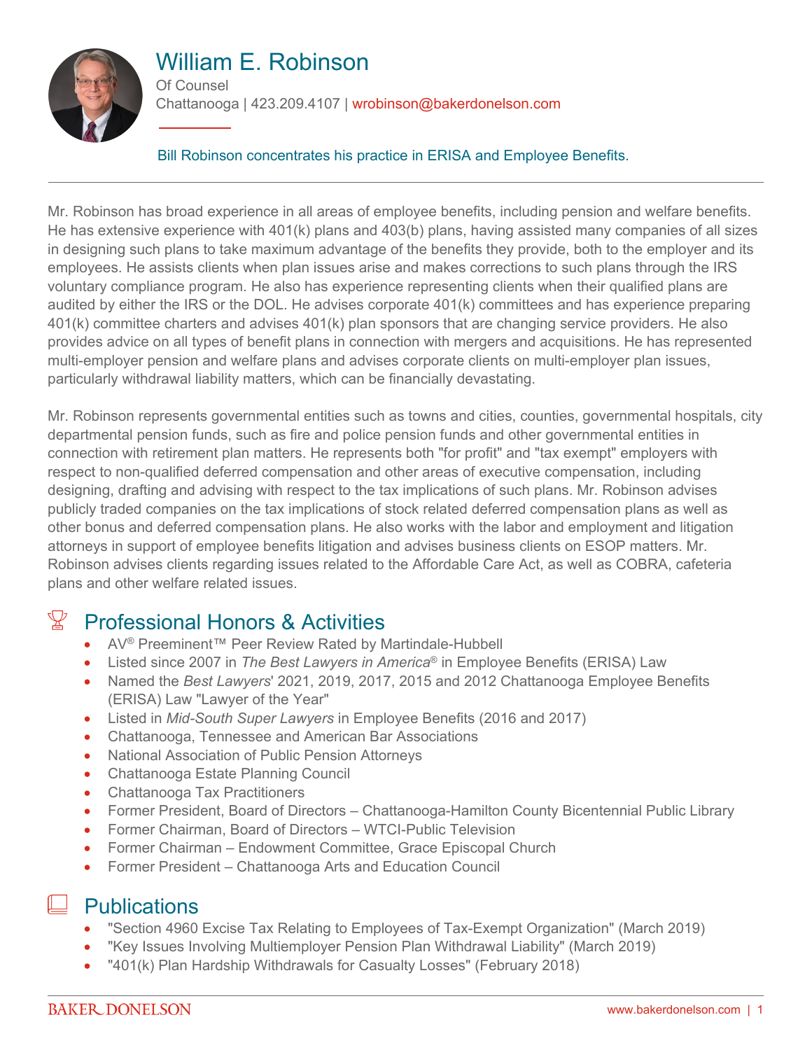# William E. Robinson

Of Counsel

Chattanooga | 423.209.4107 | wrobinson@bakerdonelson.com

Bill Robinson concentrates his practice in ERISA and Employee Benefits.

Mr. Robinson has broad experience in all areas of employee benefits, including pension and welfare benefits. He has extensive experience with 401(k) plans and 403(b) plans, having assisted many companies of all sizes in designing such plans to take maximum advantage of the benefits they provide, both to the employer and its employees. He assists clients when plan issues arise and makes corrections to such plans through the IRS voluntary compliance program. He also has experience representing clients when their qualified plans are audited by either the IRS or the DOL. He advises corporate 401(k) committees and has experience preparing 401(k) committee charters and advises 401(k) plan sponsors that are changing service providers. He also provides advice on all types of benefit plans in connection with mergers and acquisitions. He has represented multi-employer pension and welfare plans and advises corporate clients on multi-employer plan issues, particularly withdrawal liability matters, which can be financially devastating.

Mr. Robinson represents governmental entities such as towns and cities, counties, governmental hospitals, city departmental pension funds, such as fire and police pension funds and other governmental entities in connection with retirement plan matters. He represents both "for profit" and "tax exempt" employers with respect to non-qualified deferred compensation and other areas of executive compensation, including designing, drafting and advising with respect to the tax implications of such plans. Mr. Robinson advises publicly traded companies on the tax implications of stock related deferred compensation plans as well as other bonus and deferred compensation plans. He also works with the labor and employment and litigation attorneys in support of employee benefits litigation and advises business clients on ESOP matters. Mr. Robinson advises clients regarding issues related to the Affordable Care Act, as well as COBRA, cafeteria plans and other welfare related issues.

## Professional Honors & Activities

- AV® Preeminent™ Peer Review Rated by Martindale-Hubbell
- Listed since 2007 in *The Best Lawyers in America®* in Employee Benefits (ERISA) Law
- Named the *Best Lawyers*' 2021, 2019, 2017, 2015 and 2012 Chattanooga Employee Benefits (ERISA) Law "Lawyer of the Year"
- Listed in *Mid-South Super Lawyers* in Employee Benefits (2016 and 2017)
- Chattanooga, Tennessee and American Bar Associations
- National Association of Public Pension Attorneys
- Chattanooga Estate Planning Council
- Chattanooga Tax Practitioners
- Former President, Board of Directors – Chattanooga-Hamilton County Bicentennial Public Library
- Former Chairman, Board of Directors – WTCI-Public Television
- Former Chairman – Endowment Committee, Grace Episcopal Church
- Former President – Chattanooga Arts and Education Council

## Publications

- "Section 4960 Excise Tax Relating to Employees of Tax-Exempt Organization" (March 2019)
- "Key Issues Involving Multiemployer Pension Plan Withdrawal Liability" (March 2019)
- "401(k) Plan Hardship Withdrawals for Casualty Losses" (February 2018)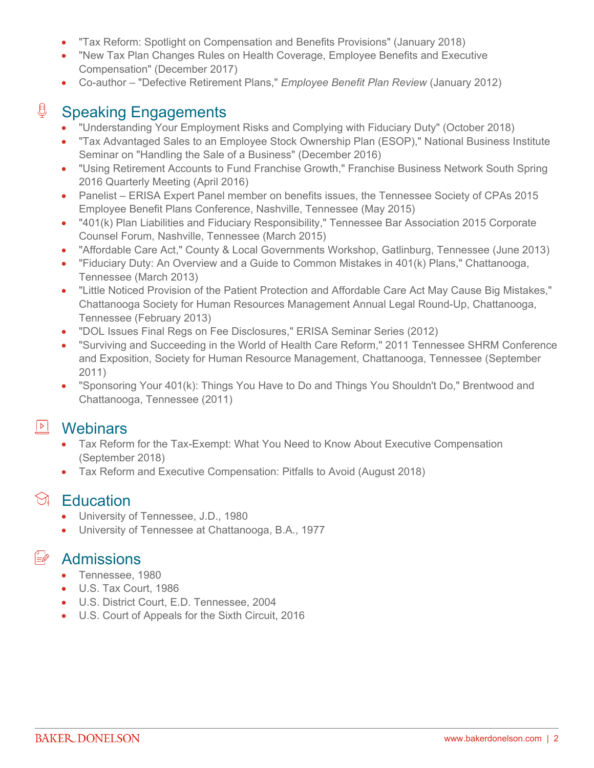- "Tax Reform: Spotlight on Compensation and Benefits Provisions" (January 2018)
- "New Tax Plan Changes Rules on Health Coverage, Employee Benefits and Executive Compensation" (December 2017)
- Co-author – "Defective Retirement Plans," *Employee Benefit Plan Review* (January 2012)

## Speaking Engagements

- "Understanding Your Employment Risks and Complying with Fiduciary Duty" (October 2018)
- "Tax Advantaged Sales to an Employee Stock Ownership Plan (ESOP)," National Business Institute Seminar on "Handling the Sale of a Business" (December 2016)
- "Using Retirement Accounts to Fund Franchise Growth," Franchise Business Network South Spring 2016 Quarterly Meeting (April 2016)
- Panelist – ERISA Expert Panel member on benefits issues, the Tennessee Society of CPAs 2015 Employee Benefit Plans Conference, Nashville, Tennessee (May 2015)
- "401(k) Plan Liabilities and Fiduciary Responsibility," Tennessee Bar Association 2015 Corporate Counsel Forum, Nashville, Tennessee (March 2015)
- "Affordable Care Act," County & Local Governments Workshop, Gatlinburg, Tennessee (June 2013)
- "Fiduciary Duty: An Overview and a Guide to Common Mistakes in 401(k) Plans," Chattanooga, Tennessee (March 2013)
- "Little Noticed Provision of the Patient Protection and Affordable Care Act May Cause Big Mistakes," Chattanooga Society for Human Resources Management Annual Legal Round-Up, Chattanooga, Tennessee (February 2013)
- "DOL Issues Final Regs on Fee Disclosures," ERISA Seminar Series (2012)
- "Surviving and Succeeding in the World of Health Care Reform," 2011 Tennessee SHRM Conference and Exposition, Society for Human Resource Management, Chattanooga, Tennessee (September 2011)
- "Sponsoring Your 401(k): Things You Have to Do and Things You Shouldn't Do," Brentwood and Chattanooga, Tennessee (2011)

## Webinars

- Tax Reform for the Tax-Exempt: What You Need to Know About Executive Compensation (September 2018)
- Tax Reform and Executive Compensation: Pitfalls to Avoid (August 2018)

## Education

- University of Tennessee, J.D., 1980
- University of Tennessee at Chattanooga, B.A., 1977

## Admissions

- Tennessee, 1980
- U.S. Tax Court, 1986
- U.S. District Court, E.D. Tennessee, 2004
- U.S. Court of Appeals for the Sixth Circuit, 2016